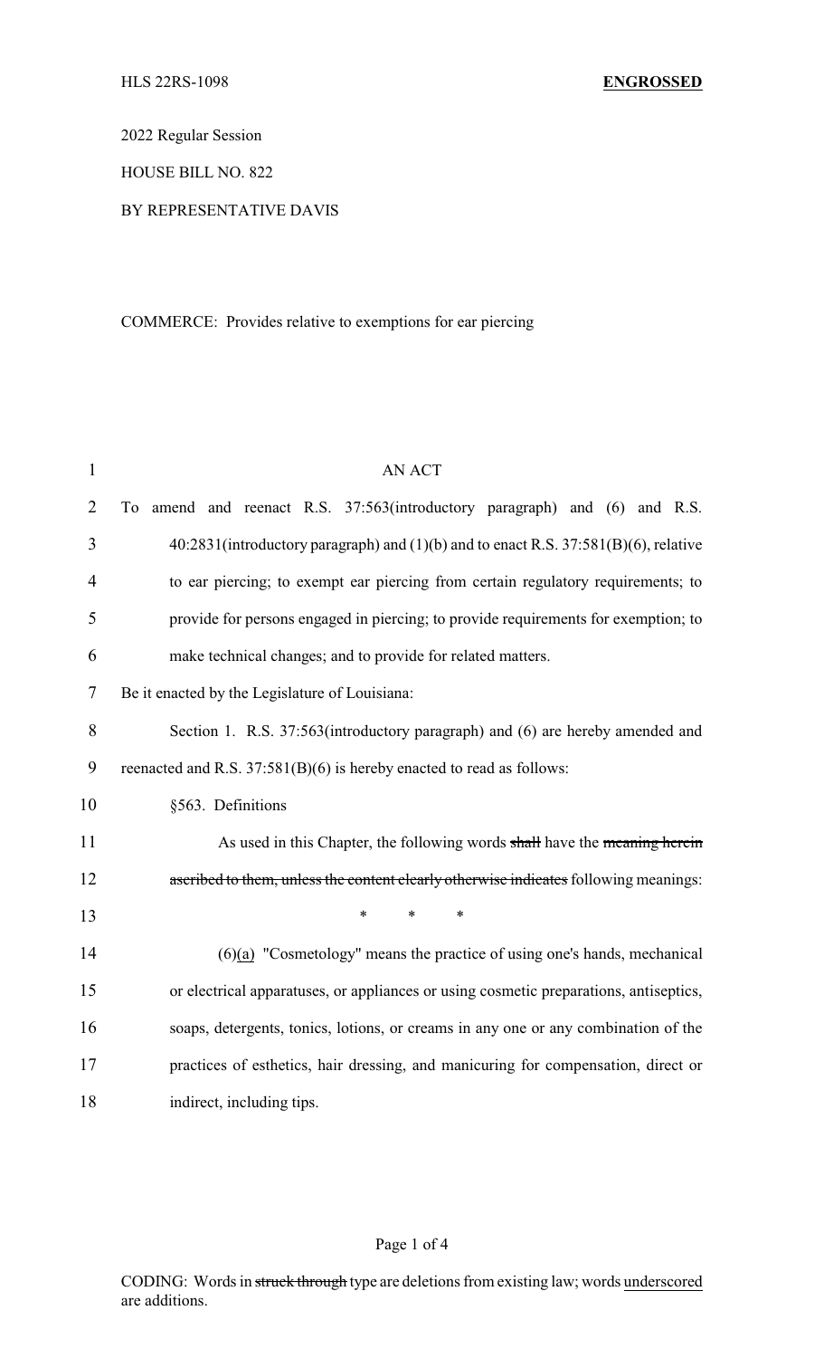HLS 22RS-1098 **ENGROSSED**

2022 Regular Session

HOUSE BILL NO. 822

BY REPRESENTATIVE DAVIS

COMMERCE: Provides relative to exemptions for ear piercing

AN ACT

To amend and reenact R.S. 37:563(introductory paragraph) and (6) and R.S. 40:2831(introductory paragraph) and (1)(b) and to enact R.S. 37:581(B)(6), relative to ear piercing; to exempt ear piercing from certain regulatory requirements; to provide for persons engaged in piercing; to provide requirements for exemption; to make technical changes; and to provide for related matters.

Be it enacted by the Legislature of Louisiana:

Section 1. R.S. 37:563(introductory paragraph) and (6) are hereby amended and reenacted and R.S. 37:581(B)(6) is hereby enacted to read as follows:

§563. Definitions

As used in this Chapter, the following words ~~shall~~ have the ~~meaning herein ascribed to them, unless the content clearly otherwise indicates~~ following meanings:

\* \* \*

(6)<u>(a)</u> "Cosmetology" means the practice of using one's hands, mechanical or electrical apparatuses, or appliances or using cosmetic preparations, antiseptics, soaps, detergents, tonics, lotions, or creams in any one or any combination of the practices of esthetics, hair dressing, and manicuring for compensation, direct or indirect, including tips.

CODING: Words in ~~struck through~~ type are deletions from existing law; words <u>underscored</u> are additions.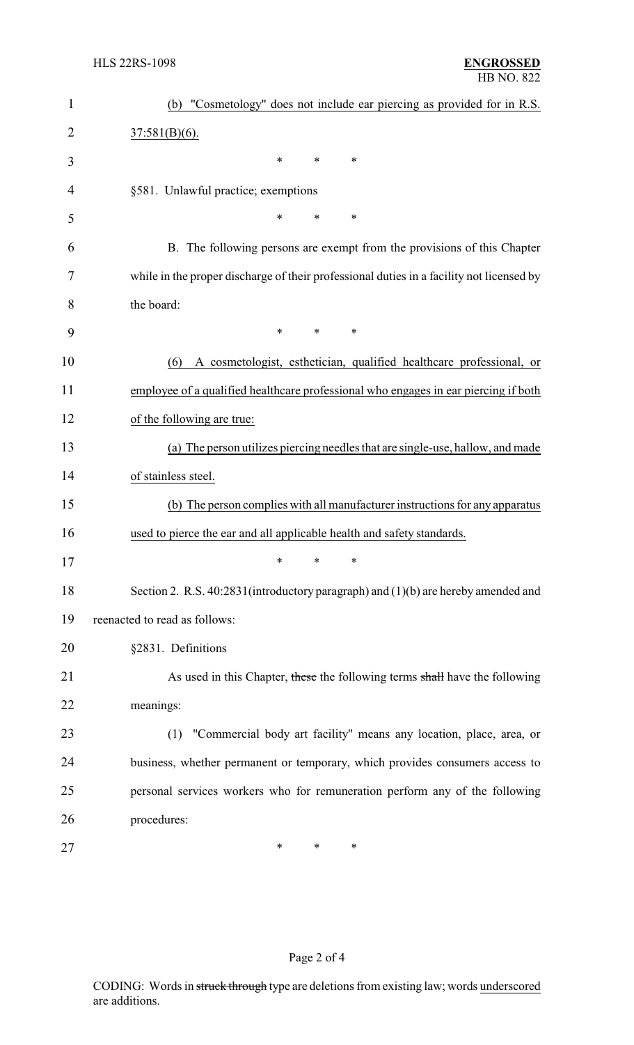(b) <u>"Cosmetology" does not include ear piercing as provided for in R.S. 37:581(B)(6).</u>

\* \* \*

§581. Unlawful practice; exemptions

\* \* \*

B. The following persons are exempt from the provisions of this Chapter while in the proper discharge of their professional duties in a facility not licensed by the board:

\* \* \*

<u>(6) A cosmetologist, esthetician, qualified healthcare professional, or employee of a qualified healthcare professional who engages in ear piercing if both of the following are true:</u>

<u>(a) The person utilizes piercing needles that are single-use, hallow, and made of stainless steel.</u>

<u>(b) The person complies with all manufacturer instructions for any apparatus used to pierce the ear and all applicable health and safety standards.</u>

\* \* \*

Section 2. R.S. 40:2831(introductory paragraph) and (1)(b) are hereby amended and reenacted to read as follows:

§2831. Definitions

As used in this Chapter, ~~these~~ the following terms ~~shall~~ have the following meanings:

(1) "Commercial body art facility" means any location, place, area, or business, whether permanent or temporary, which provides consumers access to personal services workers who for remuneration perform any of the following procedures:

\* \* \*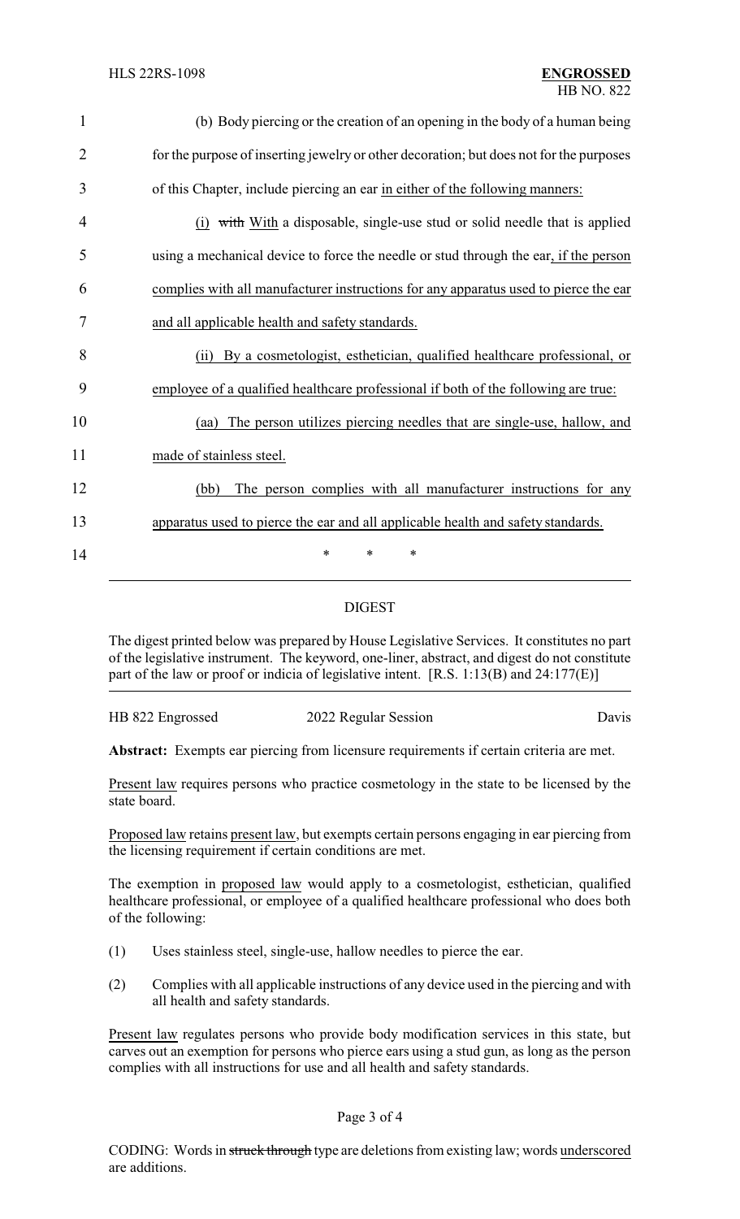(b) Body piercing or the creation of an opening in the body of a human being for the purpose of inserting jewelry or other decoration; but does not for the purposes of this Chapter, include piercing an ear <u>in either of the following manners:</u>

<u>(i)</u> ~~with~~ <u>With</u> a disposable, single-use stud or solid needle that is applied using a mechanical device to force the needle or stud through the ear<u>, if the person complies with all manufacturer instructions for any apparatus used to pierce the ear and all applicable health and safety standards.</u>

<u>(ii) By a cosmetologist, esthetician, qualified healthcare professional, or employee of a qualified healthcare professional if both of the following are true:</u>

<u>(aa) The person utilizes piercing needles that are single-use, hallow, and made of stainless steel.</u>

<u>(bb) The person complies with all manufacturer instructions for any apparatus used to pierce the ear and all applicable health and safety standards.</u>

\* \* \*

## DIGEST

The digest printed below was prepared by House Legislative Services. It constitutes no part of the legislative instrument. The keyword, one-liner, abstract, and digest do not constitute part of the law or proof or indicia of legislative intent. [R.S. 1:13(B) and 24:177(E)]

HB 822 Engrossed — 2022 Regular Session — Davis

**Abstract:** Exempts ear piercing from licensure requirements if certain criteria are met.

<u>Present law</u> requires persons who practice cosmetology in the state to be licensed by the state board.

<u>Proposed law</u> retains <u>present law</u>, but exempts certain persons engaging in ear piercing from the licensing requirement if certain conditions are met.

The exemption in <u>proposed law</u> would apply to a cosmetologist, esthetician, qualified healthcare professional, or employee of a qualified healthcare professional who does both of the following:

(1) Uses stainless steel, single-use, hallow needles to pierce the ear.

(2) Complies with all applicable instructions of any device used in the piercing and with all health and safety standards.

<u>Present law</u> regulates persons who provide body modification services in this state, but carves out an exemption for persons who pierce ears using a stud gun, as long as the person complies with all instructions for use and all health and safety standards.

CODING: Words in ~~struck through~~ type are deletions from existing law; words <u>underscored</u> are additions.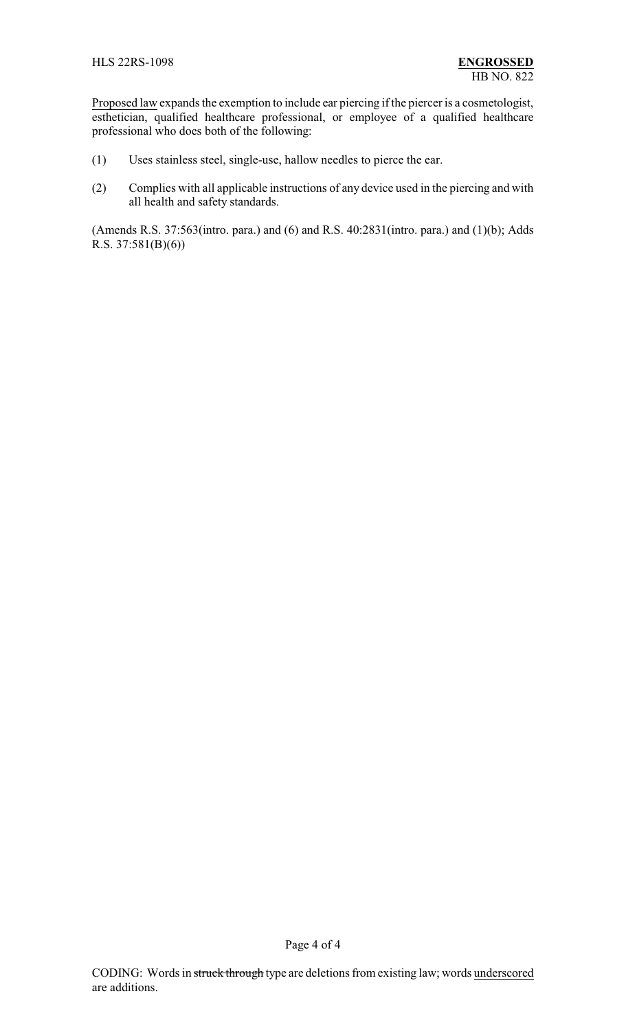Proposed law expands the exemption to include ear piercing if the piercer is a cosmetologist, esthetician, qualified healthcare professional, or employee of a qualified healthcare professional who does both of the following:

(1) Uses stainless steel, single-use, hallow needles to pierce the ear.

(2) Complies with all applicable instructions of any device used in the piercing and with all health and safety standards.

(Amends R.S. 37:563(intro. para.) and (6) and R.S. 40:2831(intro. para.) and (1)(b); Adds R.S. 37:581(B)(6))